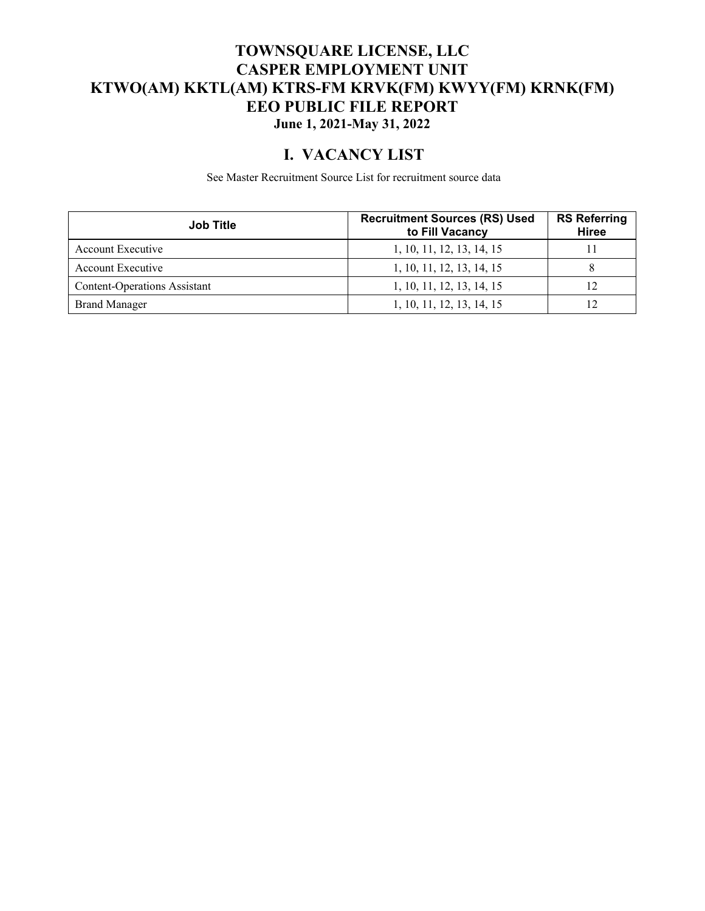# TOWNSQUARE LICENSE, LLC
# CASPER EMPLOYMENT UNIT
# KTWO(AM) KKTL(AM) KTRS-FM KRVK(FM) KWYY(FM) KRNK(FM)
# EEO PUBLIC FILE REPORT
### June 1, 2021-May 31, 2022

## I. VACANCY LIST

See Master Recruitment Source List for recruitment source data

| Job Title | Recruitment Sources (RS) Used to Fill Vacancy | RS Referring Hiree |
|---|---|---|
| Account Executive | 1, 10, 11, 12, 13, 14, 15 | 11 |
| Account Executive | 1, 10, 11, 12, 13, 14, 15 | 8 |
| Content-Operations Assistant | 1, 10, 11, 12, 13, 14, 15 | 12 |
| Brand Manager | 1, 10, 11, 12, 13, 14, 15 | 12 |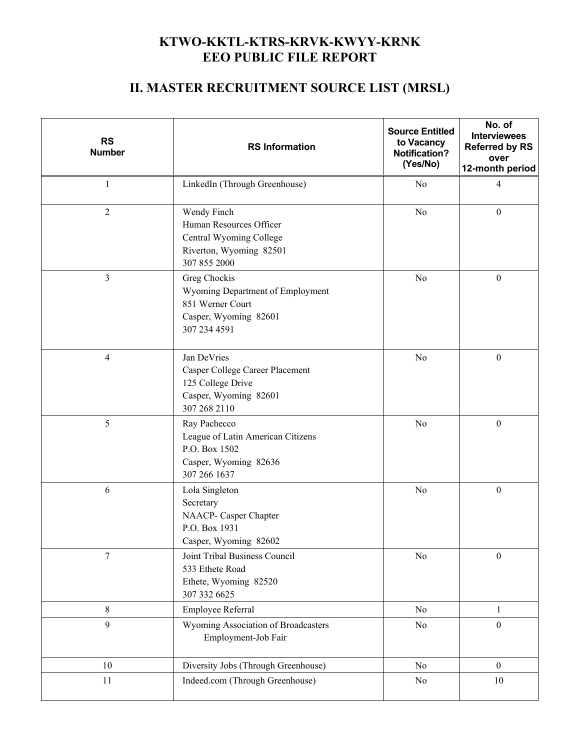# KTWO-KKTL-KTRS-KRVK-KWYY-KRNK
# EEO PUBLIC FILE REPORT

## II. MASTER RECRUITMENT SOURCE LIST (MRSL)

| RS Number | RS Information | Source Entitled to Vacancy Notification? (Yes/No) | No. of Interviewees Referred by RS over 12-month period |
|---|---|---|---|
| 1 | LinkedIn (Through Greenhouse) | No | 4 |
| 2 | Wendy Finch<br>Human Resources Officer<br>Central Wyoming College<br>Riverton, Wyoming 82501<br>307 855 2000 | No | 0 |
| 3 | Greg Chockis<br>Wyoming Department of Employment<br>851 Werner Court<br>Casper, Wyoming 82601<br>307 234 4591 | No | 0 |
| 4 | Jan DeVries<br>Casper College Career Placement<br>125 College Drive<br>Casper, Wyoming 82601<br>307 268 2110 | No | 0 |
| 5 | Ray Pachecco<br>League of Latin American Citizens<br>P.O. Box 1502<br>Casper, Wyoming 82636<br>307 266 1637 | No | 0 |
| 6 | Lola Singleton<br>Secretary<br>NAACP- Casper Chapter<br>P.O. Box 1931<br>Casper, Wyoming 82602 | No | 0 |
| 7 | Joint Tribal Business Council<br>533 Ethete Road<br>Ethete, Wyoming 82520<br>307 332 6625 | No | 0 |
| 8 | Employee Referral | No | 1 |
| 9 | Wyoming Association of Broadcasters<br>Employment-Job Fair | No | 0 |
| 10 | Diversity Jobs (Through Greenhouse) | No | 0 |
| 11 | Indeed.com (Through Greenhouse) | No | 10 |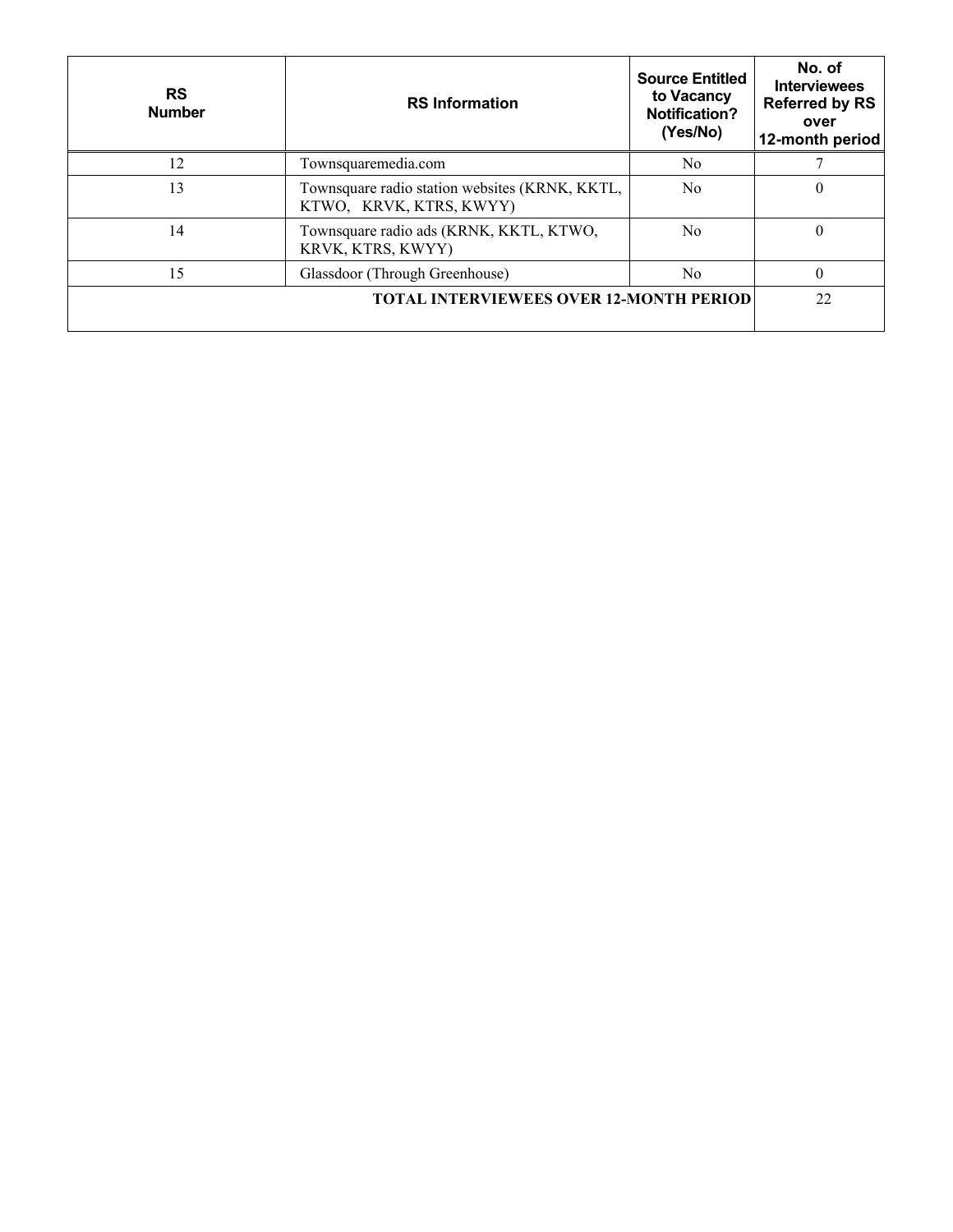| RS Number | RS Information | Source Entitled to Vacancy Notification? (Yes/No) | No. of Interviewees Referred by RS over 12-month period |
|---|---|---|---|
| 12 | Townsquaremedia.com | No | 7 |
| 13 | Townsquare radio station websites (KRNK, KKTL, KTWO, KRVK, KTRS, KWYY) | No | 0 |
| 14 | Townsquare radio ads (KRNK, KKTL, KTWO, KRVK, KTRS, KWYY) | No | 0 |
| 15 | Glassdoor (Through Greenhouse) | No | 0 |
| **TOTAL INTERVIEWEES OVER 12-MONTH PERIOD** | | | 22 |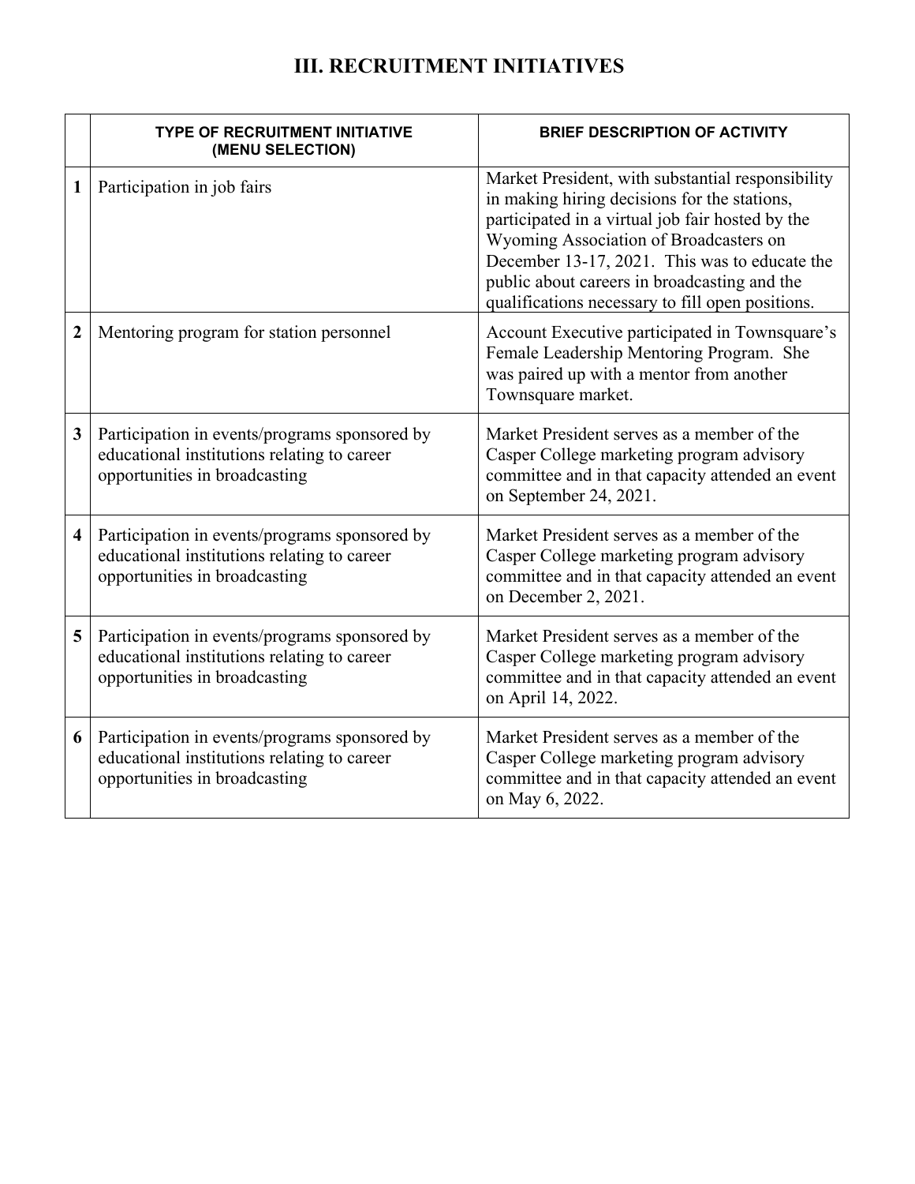# III. RECRUITMENT INITIATIVES

| | TYPE OF RECRUITMENT INITIATIVE (MENU SELECTION) | BRIEF DESCRIPTION OF ACTIVITY |
|---|---|---|
| 1 | Participation in job fairs | Market President, with substantial responsibility in making hiring decisions for the stations, participated in a virtual job fair hosted by the Wyoming Association of Broadcasters on December 13-17, 2021. This was to educate the public about careers in broadcasting and the qualifications necessary to fill open positions. |
| 2 | Mentoring program for station personnel | Account Executive participated in Townsquare's Female Leadership Mentoring Program. She was paired up with a mentor from another Townsquare market. |
| 3 | Participation in events/programs sponsored by educational institutions relating to career opportunities in broadcasting | Market President serves as a member of the Casper College marketing program advisory committee and in that capacity attended an event on September 24, 2021. |
| 4 | Participation in events/programs sponsored by educational institutions relating to career opportunities in broadcasting | Market President serves as a member of the Casper College marketing program advisory committee and in that capacity attended an event on December 2, 2021. |
| 5 | Participation in events/programs sponsored by educational institutions relating to career opportunities in broadcasting | Market President serves as a member of the Casper College marketing program advisory committee and in that capacity attended an event on April 14, 2022. |
| 6 | Participation in events/programs sponsored by educational institutions relating to career opportunities in broadcasting | Market President serves as a member of the Casper College marketing program advisory committee and in that capacity attended an event on May 6, 2022. |